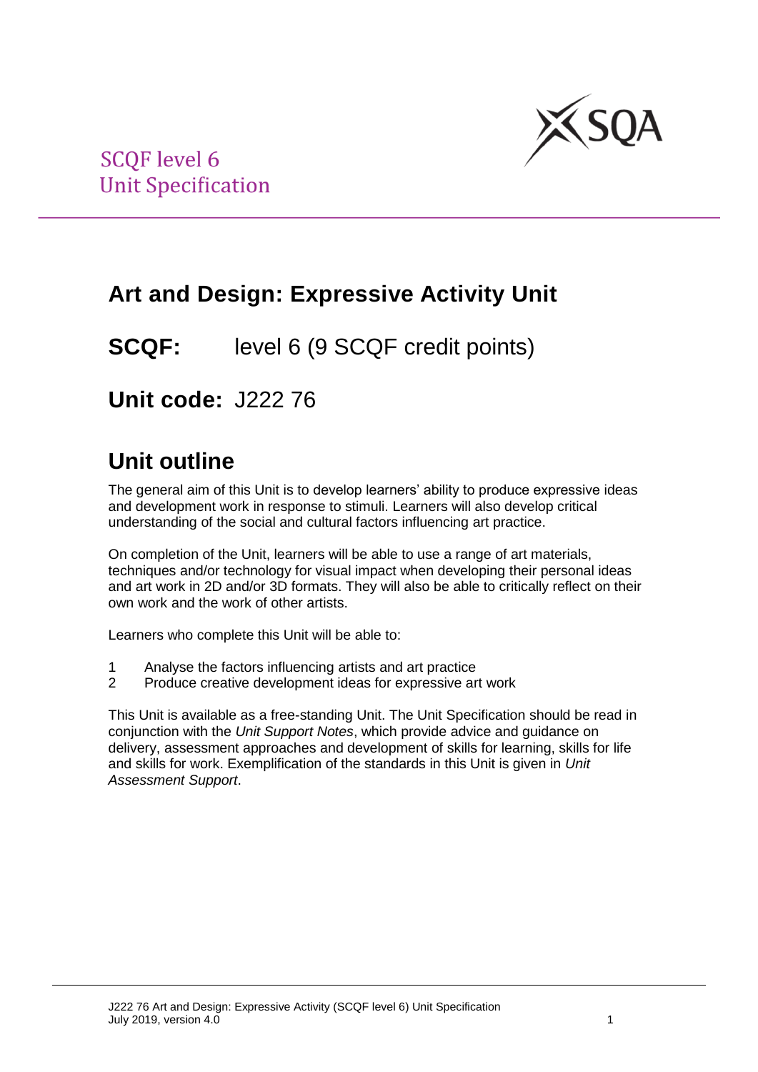SCQF level 6
Unit Specification

# Art and Design: Expressive Activity Unit

**SCQF:** level 6 (9 SCQF credit points)

**Unit code:** J222 76

## Unit outline

The general aim of this Unit is to develop learners' ability to produce expressive ideas and development work in response to stimuli. Learners will also develop critical understanding of the social and cultural factors influencing art practice.

On completion of the Unit, learners will be able to use a range of art materials, techniques and/or technology for visual impact when developing their personal ideas and art work in 2D and/or 3D formats. They will also be able to critically reflect on their own work and the work of other artists.

Learners who complete this Unit will be able to:

1. Analyse the factors influencing artists and art practice
2. Produce creative development ideas for expressive art work

This Unit is available as a free-standing Unit. The Unit Specification should be read in conjunction with the *Unit Support Notes*, which provide advice and guidance on delivery, assessment approaches and development of skills for learning, skills for life and skills for work. Exemplification of the standards in this Unit is given in *Unit Assessment Support*.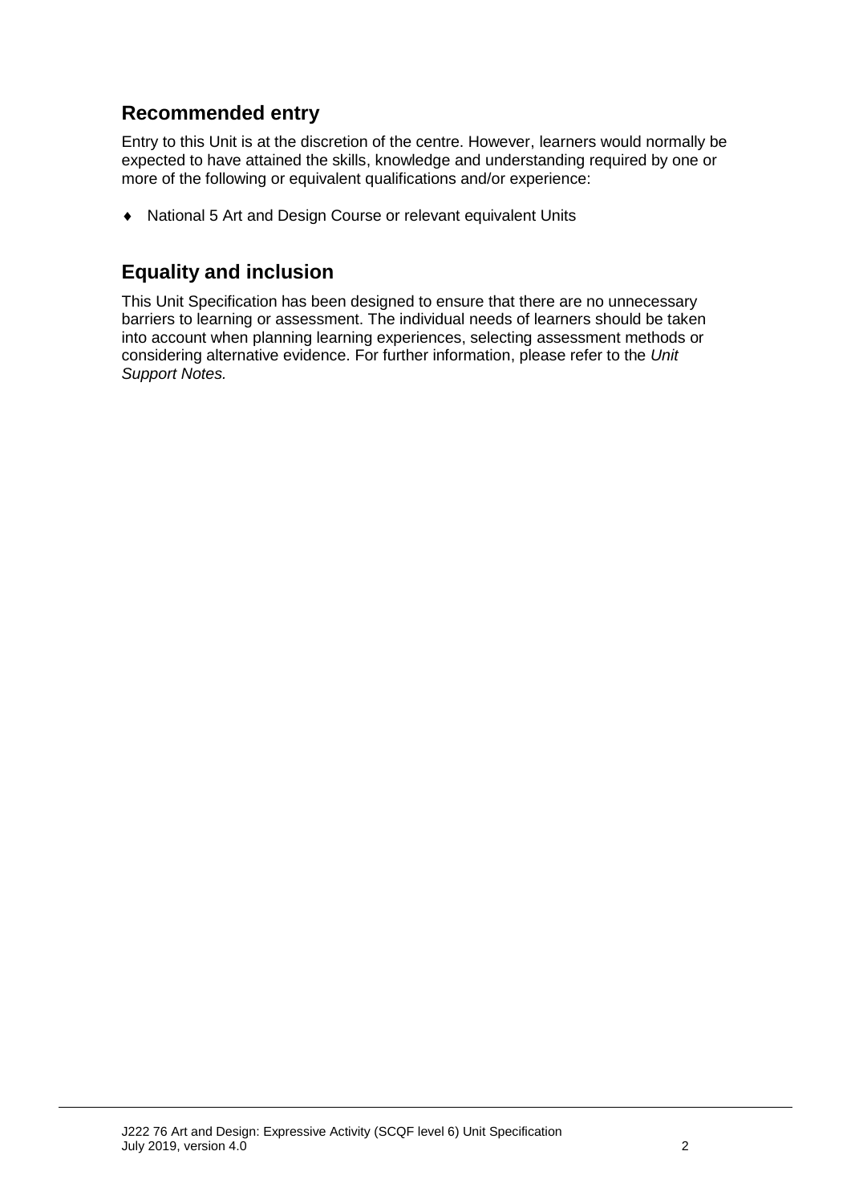## Recommended entry

Entry to this Unit is at the discretion of the centre. However, learners would normally be expected to have attained the skills, knowledge and understanding required by one or more of the following or equivalent qualifications and/or experience:

- National 5 Art and Design Course or relevant equivalent Units

## Equality and inclusion

This Unit Specification has been designed to ensure that there are no unnecessary barriers to learning or assessment. The individual needs of learners should be taken into account when planning learning experiences, selecting assessment methods or considering alternative evidence. For further information, please refer to the *Unit Support Notes.*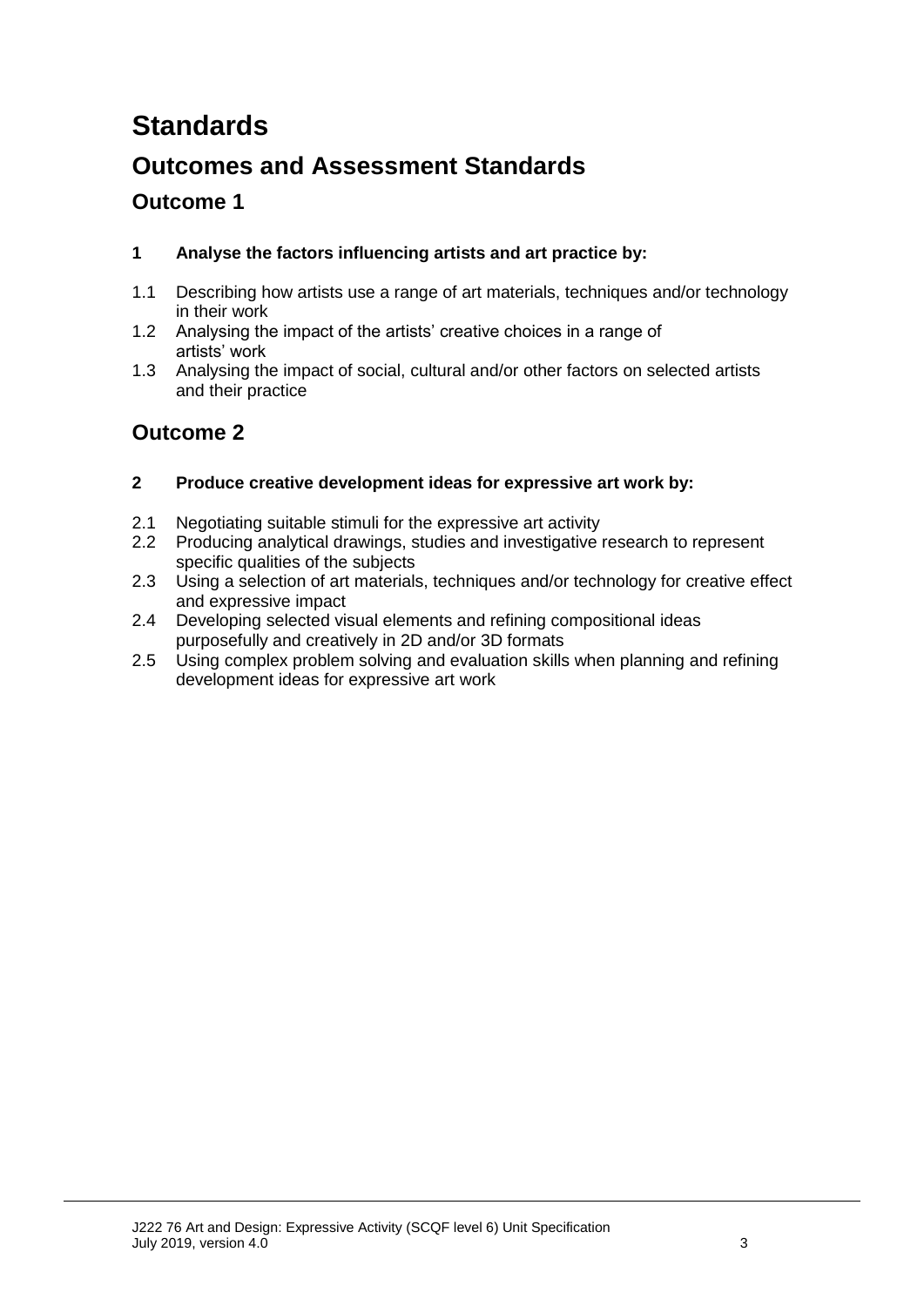# Standards

## Outcomes and Assessment Standards

### Outcome 1

**1 Analyse the factors influencing artists and art practice by:**

1.1 Describing how artists use a range of art materials, techniques and/or technology in their work
1.2 Analysing the impact of the artists' creative choices in a range of artists' work
1.3 Analysing the impact of social, cultural and/or other factors on selected artists and their practice

### Outcome 2

**2 Produce creative development ideas for expressive art work by:**

2.1 Negotiating suitable stimuli for the expressive art activity
2.2 Producing analytical drawings, studies and investigative research to represent specific qualities of the subjects
2.3 Using a selection of art materials, techniques and/or technology for creative effect and expressive impact
2.4 Developing selected visual elements and refining compositional ideas purposefully and creatively in 2D and/or 3D formats
2.5 Using complex problem solving and evaluation skills when planning and refining development ideas for expressive art work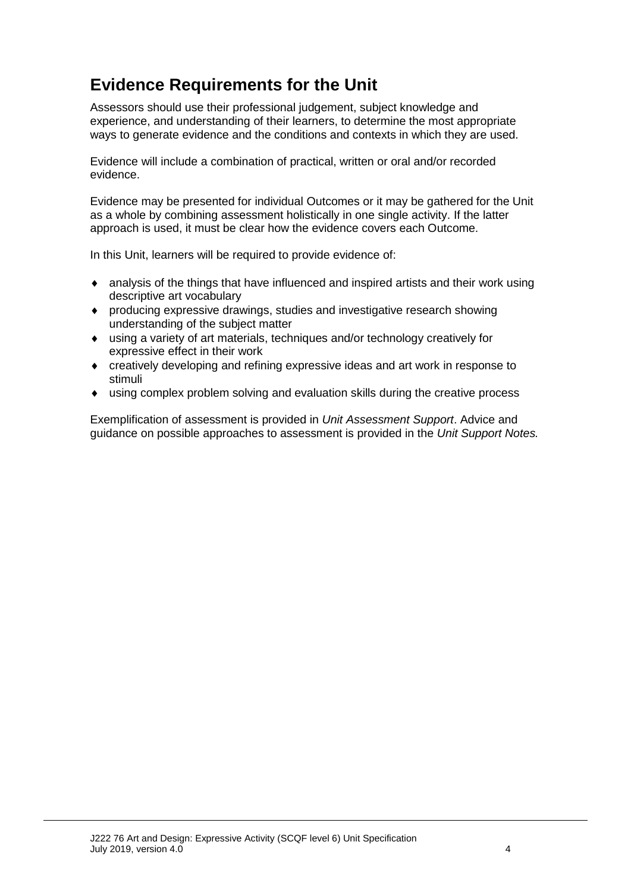## Evidence Requirements for the Unit

Assessors should use their professional judgement, subject knowledge and experience, and understanding of their learners, to determine the most appropriate ways to generate evidence and the conditions and contexts in which they are used.

Evidence will include a combination of practical, written or oral and/or recorded evidence.

Evidence may be presented for individual Outcomes or it may be gathered for the Unit as a whole by combining assessment holistically in one single activity. If the latter approach is used, it must be clear how the evidence covers each Outcome.

In this Unit, learners will be required to provide evidence of:

- analysis of the things that have influenced and inspired artists and their work using descriptive art vocabulary
- producing expressive drawings, studies and investigative research showing understanding of the subject matter
- using a variety of art materials, techniques and/or technology creatively for expressive effect in their work
- creatively developing and refining expressive ideas and art work in response to stimuli
- using complex problem solving and evaluation skills during the creative process

Exemplification of assessment is provided in *Unit Assessment Support*. Advice and guidance on possible approaches to assessment is provided in the *Unit Support Notes.*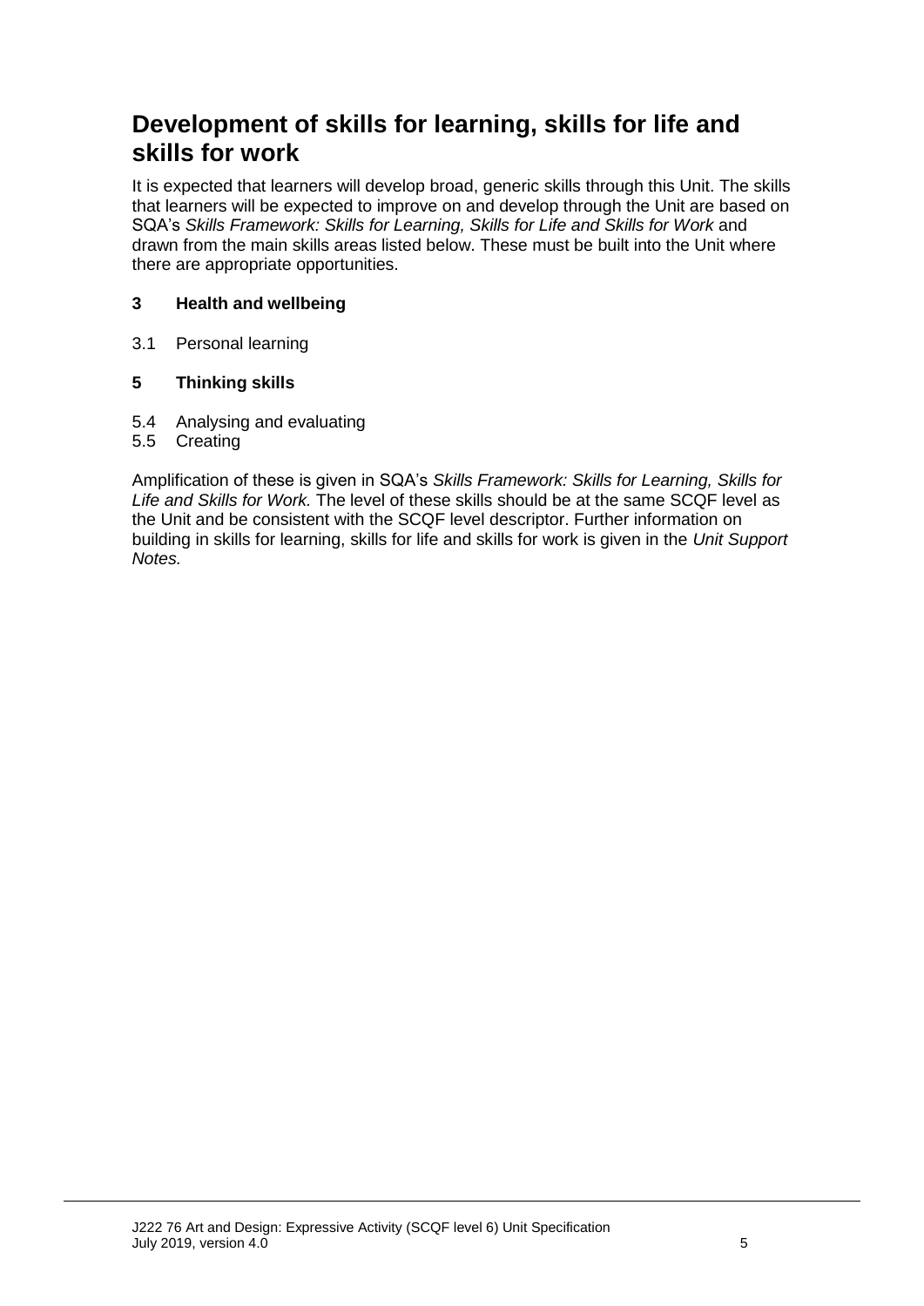## Development of skills for learning, skills for life and skills for work

It is expected that learners will develop broad, generic skills through this Unit. The skills that learners will be expected to improve on and develop through the Unit are based on SQA's *Skills Framework: Skills for Learning, Skills for Life and Skills for Work* and drawn from the main skills areas listed below. These must be built into the Unit where there are appropriate opportunities.

**3 Health and wellbeing**

3.1 Personal learning

**5 Thinking skills**

5.4 Analysing and evaluating
5.5 Creating

Amplification of these is given in SQA's *Skills Framework: Skills for Learning, Skills for Life and Skills for Work.* The level of these skills should be at the same SCQF level as the Unit and be consistent with the SCQF level descriptor. Further information on building in skills for learning, skills for life and skills for work is given in the *Unit Support Notes.*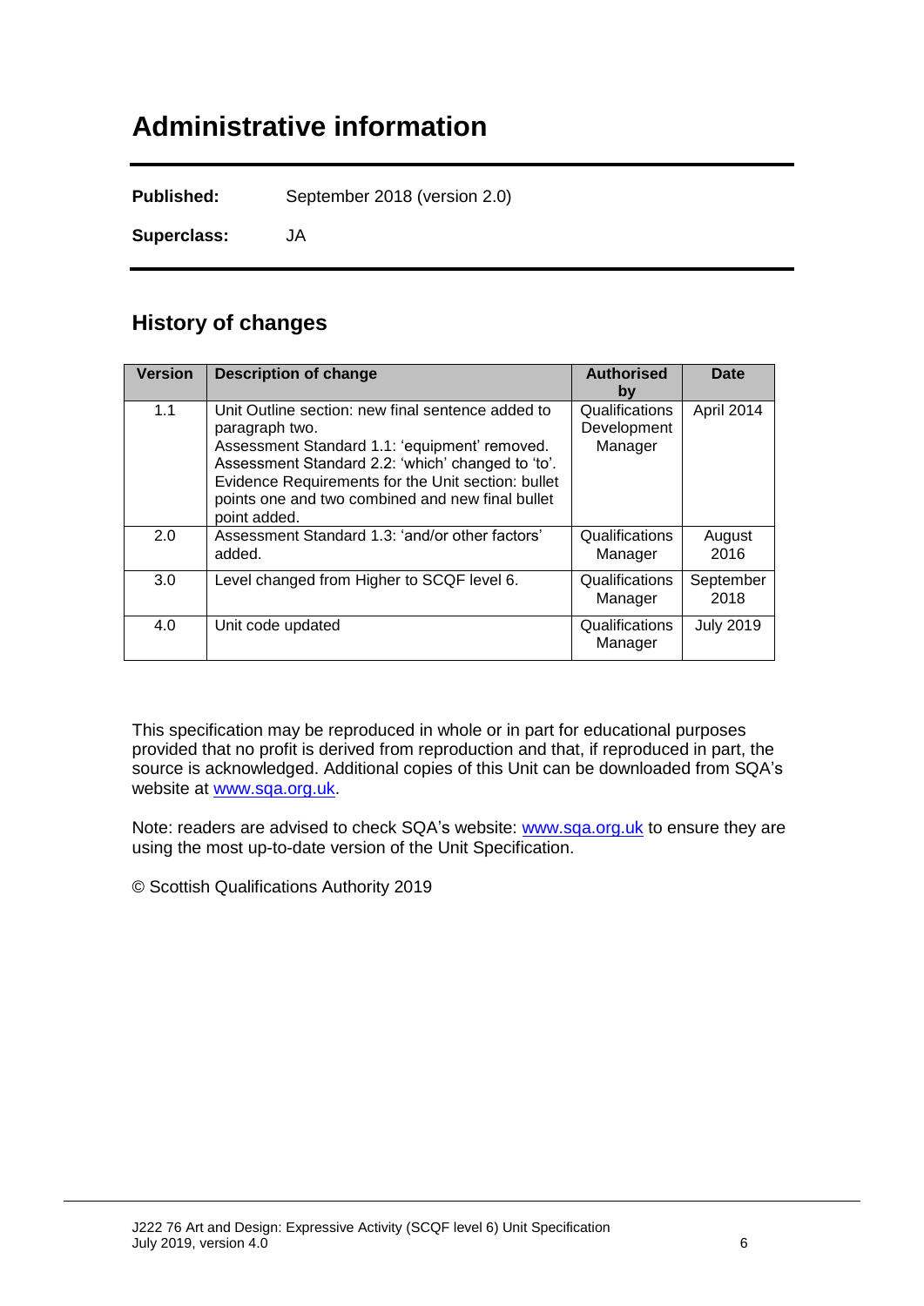# Administrative information

**Published:** September 2018 (version 2.0)

**Superclass:** JA

## History of changes

| Version | Description of change | Authorised by | Date |
|---|---|---|---|
| 1.1 | Unit Outline section: new final sentence added to paragraph two. Assessment Standard 1.1: 'equipment' removed. Assessment Standard 2.2: 'which' changed to 'to'. Evidence Requirements for the Unit section: bullet points one and two combined and new final bullet point added. | Qualifications Development Manager | April 2014 |
| 2.0 | Assessment Standard 1.3: 'and/or other factors' added. | Qualifications Manager | August 2016 |
| 3.0 | Level changed from Higher to SCQF level 6. | Qualifications Manager | September 2018 |
| 4.0 | Unit code updated | Qualifications Manager | July 2019 |

This specification may be reproduced in whole or in part for educational purposes provided that no profit is derived from reproduction and that, if reproduced in part, the source is acknowledged. Additional copies of this Unit can be downloaded from SQA's website at www.sqa.org.uk.

Note: readers are advised to check SQA's website: www.sqa.org.uk to ensure they are using the most up-to-date version of the Unit Specification.

© Scottish Qualifications Authority 2019